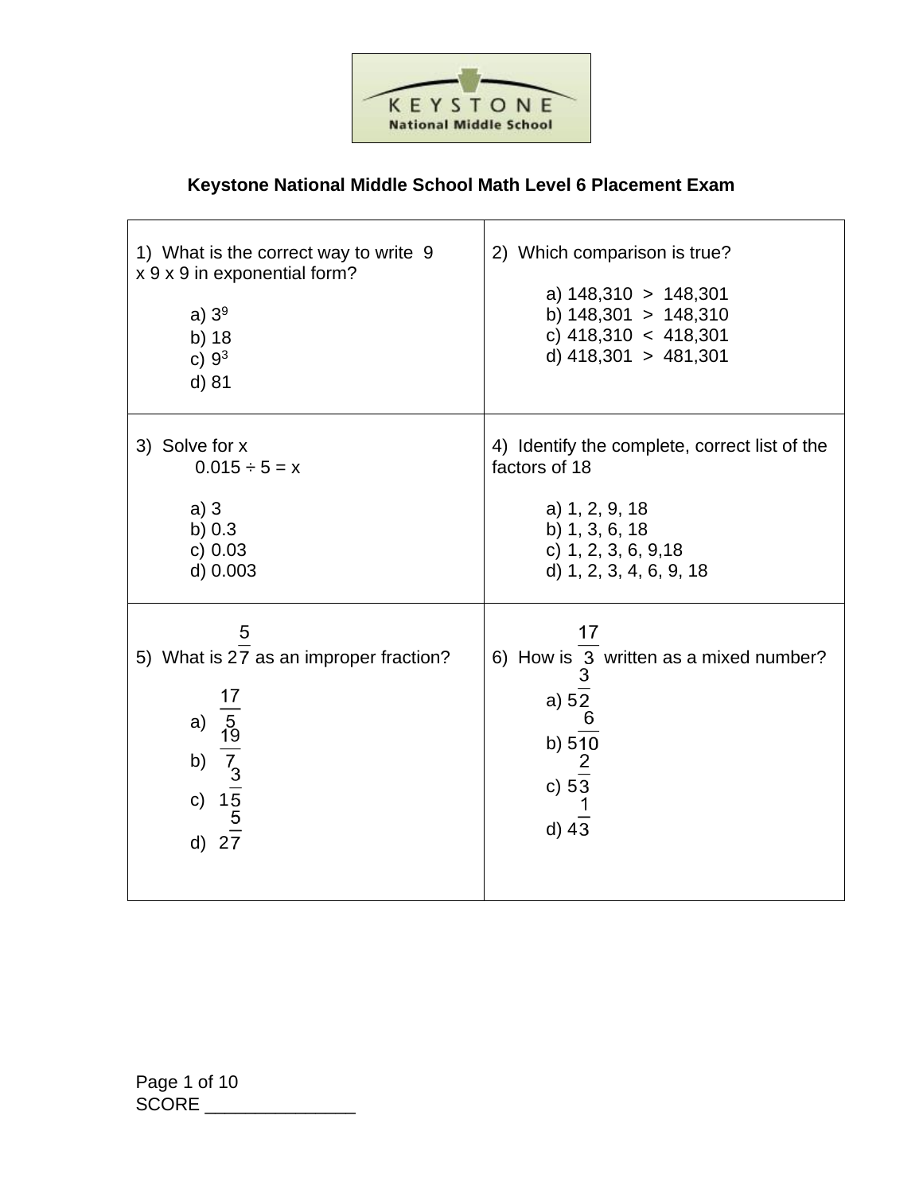# Keystone National Middle School Math Level 6 Placement Exam

1) What is the correct way to write 9 x 9 x 9 in exponential form?

a) $3^9$
b) 18
c) $9^3$
d) 81

2) Which comparison is true?

a) 148,310 > 148,301
b) 148,301 > 148,310
c) 418,310 < 418,301
d) 418,301 > 481,301

3) Solve for x

0.015 ÷ 5 = x

a) 3
b) 0.3
c) 0.03
d) 0.003

4) Identify the complete, correct list of the factors of 18

a) 1, 2, 9, 18
b) 1, 3, 6, 18
c) 1, 2, 3, 6, 9,18
d) 1, 2, 3, 4, 6, 9, 18

5) What is $2\frac{5}{7}$ as an improper fraction?

a) $\frac{17}{5}$
b) $\frac{19}{7}$
c) $1\frac{3}{5}$
d) $2\frac{5}{7}$

6) How is $\frac{17}{3}$ written as a mixed number?

a) $5\frac{3}{2}$
b) $5\frac{6}{10}$
c) $5\frac{2}{3}$
d) $4\frac{1}{3}$

SCORE _______________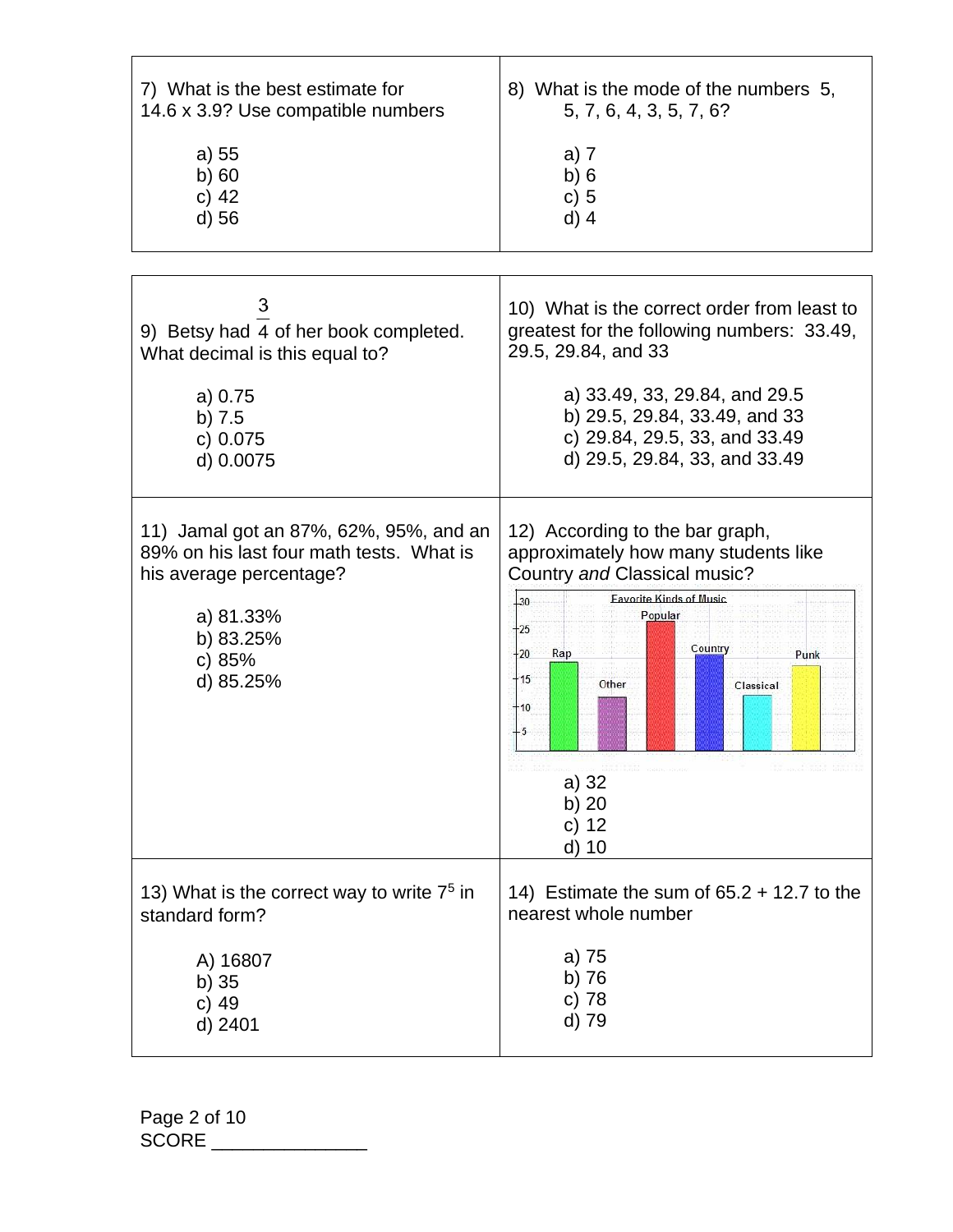7) What is the best estimate for 14.6 x 3.9? Use compatible numbers

a) 55
b) 60
c) 42
d) 56

8) What is the mode of the numbers 5, 5, 7, 6, 4, 3, 5, 7, 6?

a) 7
b) 6
c) 5
d) 4

9) Betsy had $\frac{3}{4}$ of her book completed. What decimal is this equal to?

a) 0.75
b) 7.5
c) 0.075
d) 0.0075

10) What is the correct order from least to greatest for the following numbers: 33.49, 29.5, 29.84, and 33

a) 33.49, 33, 29.84, and 29.5
b) 29.5, 29.84, 33.49, and 33
c) 29.84, 29.5, 33, and 33.49
d) 29.5, 29.84, 33, and 33.49

11) Jamal got an 87%, 62%, 95%, and an 89% on his last four math tests. What is his average percentage?

a) 81.33%
b) 83.25%
c) 85%
d) 85.25%

12) According to the bar graph, approximately how many students like Country *and* Classical music?

Favorite Kinds of Music

a) 32
b) 20
c) 12
d) 10

13) What is the correct way to write $7^5$ in standard form?

A) 16807
b) 35
c) 49
d) 2401

14) Estimate the sum of 65.2 + 12.7 to the nearest whole number

a) 75
b) 76
c) 78
d) 79

SCORE _______________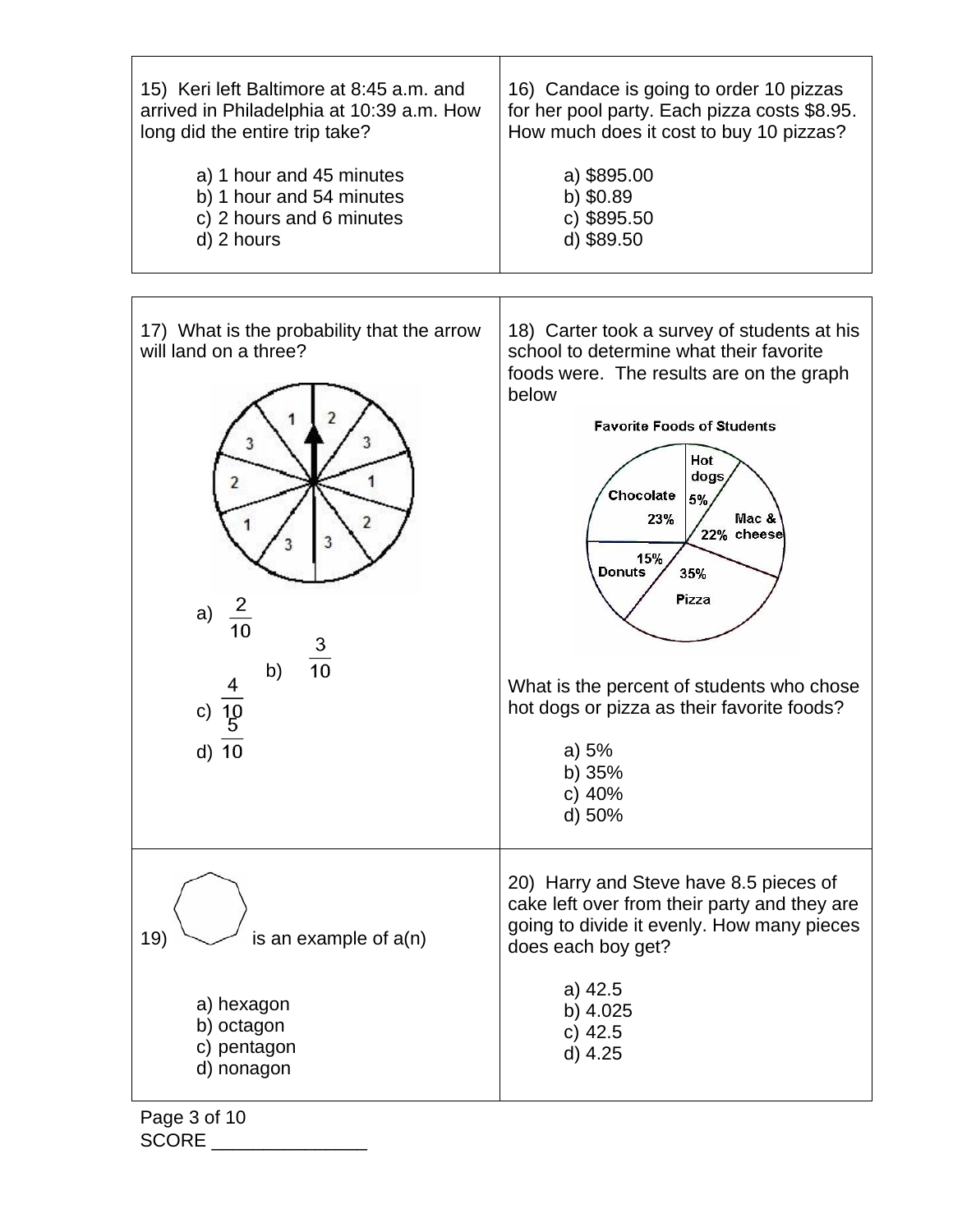15) Keri left Baltimore at 8:45 a.m. and arrived in Philadelphia at 10:39 a.m. How long did the entire trip take?

a) 1 hour and 45 minutes
b) 1 hour and 54 minutes
c) 2 hours and 6 minutes
d) 2 hours

16) Candace is going to order 10 pizzas for her pool party. Each pizza costs $8.95. How much does it cost to buy 10 pizzas?

a) $895.00
b) $0.89
c) $895.50
d) $89.50

17) What is the probability that the arrow will land on a three?

a) $\frac{2}{10}$

b) $\frac{3}{10}$

c) $\frac{4}{10}$

d) $\frac{5}{10}$

18) Carter took a survey of students at his school to determine what their favorite foods were. The results are on the graph below

Favorite Foods of Students

| Food | Percent |
| --- | --- |
| Hot dogs | 5% |
| Mac & cheese | 22% |
| Pizza | 35% |
| Donuts | 15% |
| Chocolate | 23% |

What is the percent of students who chose hot dogs or pizza as their favorite foods?

a) 5%
b) 35%
c) 40%
d) 50%

19) is an example of a(n)

a) hexagon
b) octagon
c) pentagon
d) nonagon

20) Harry and Steve have 8.5 pieces of cake left over from their party and they are going to divide it evenly. How many pieces does each boy get?

a) 42.5
b) 4.025
c) 42.5
d) 4.25

SCORE _______________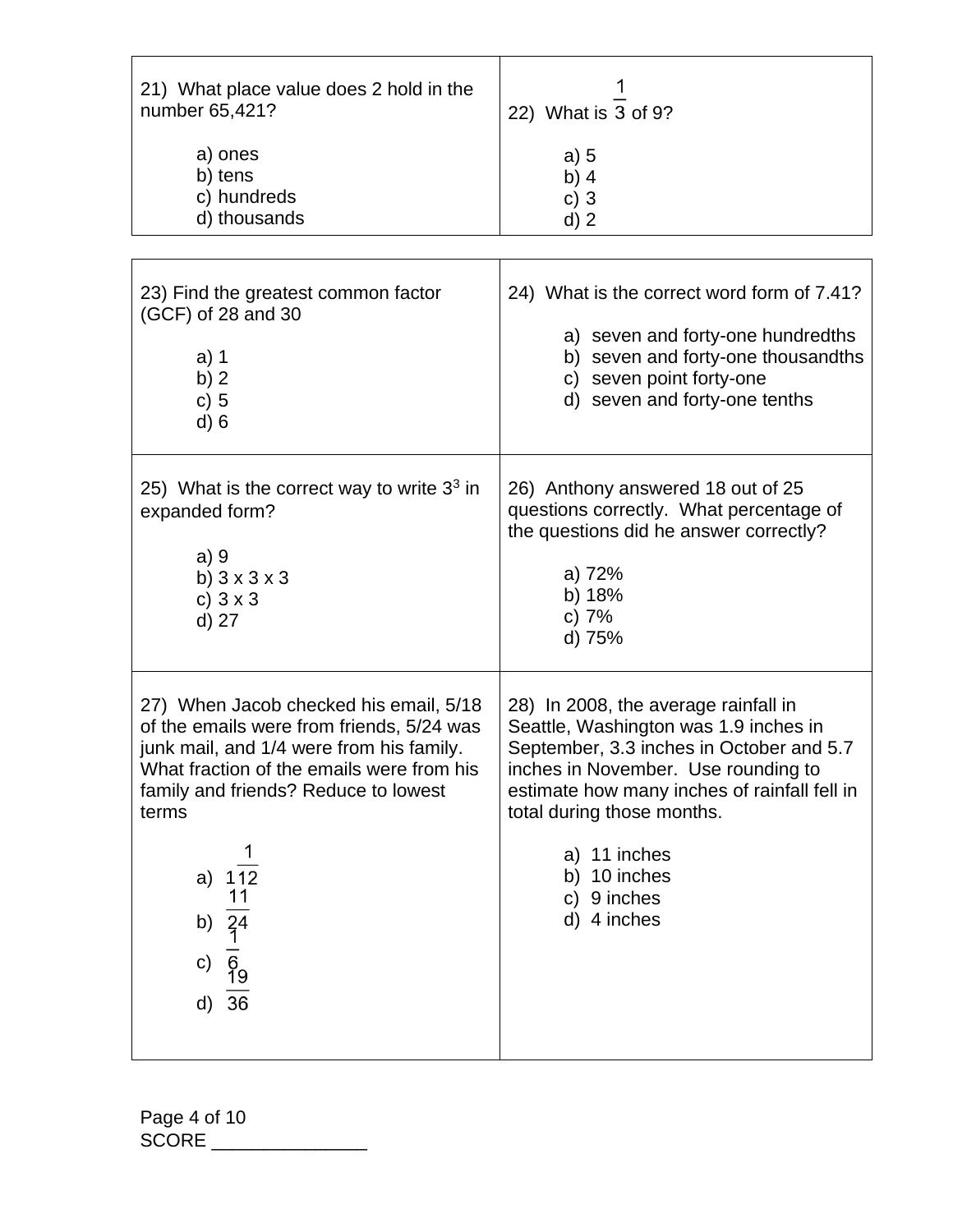21) What place value does 2 hold in the number 65,421?

a) ones
b) tens
c) hundreds
d) thousands

22) What is $\frac{1}{3}$ of 9?

a) 5
b) 4
c) 3
d) 2

23) Find the greatest common factor (GCF) of 28 and 30

a) 1
b) 2
c) 5
d) 6

24) What is the correct word form of 7.41?

a) seven and forty-one hundredths
b) seven and forty-one thousandths
c) seven point forty-one
d) seven and forty-one tenths

25) What is the correct way to write $3^3$ in expanded form?

a) 9
b) 3 x 3 x 3
c) 3 x 3
d) 27

26) Anthony answered 18 out of 25 questions correctly. What percentage of the questions did he answer correctly?

a) 72%
b) 18%
c) 7%
d) 75%

27) When Jacob checked his email, 5/18 of the emails were from friends, 5/24 was junk mail, and 1/4 were from his family. What fraction of the emails were from his family and friends? Reduce to lowest terms

a) $1\frac{1}{12}$
b) $\frac{11}{24}$
c) $\frac{1}{6}$
d) $\frac{19}{36}$

28) In 2008, the average rainfall in Seattle, Washington was 1.9 inches in September, 3.3 inches in October and 5.7 inches in November. Use rounding to estimate how many inches of rainfall fell in total during those months.

a) 11 inches
b) 10 inches
c) 9 inches
d) 4 inches

SCORE _______________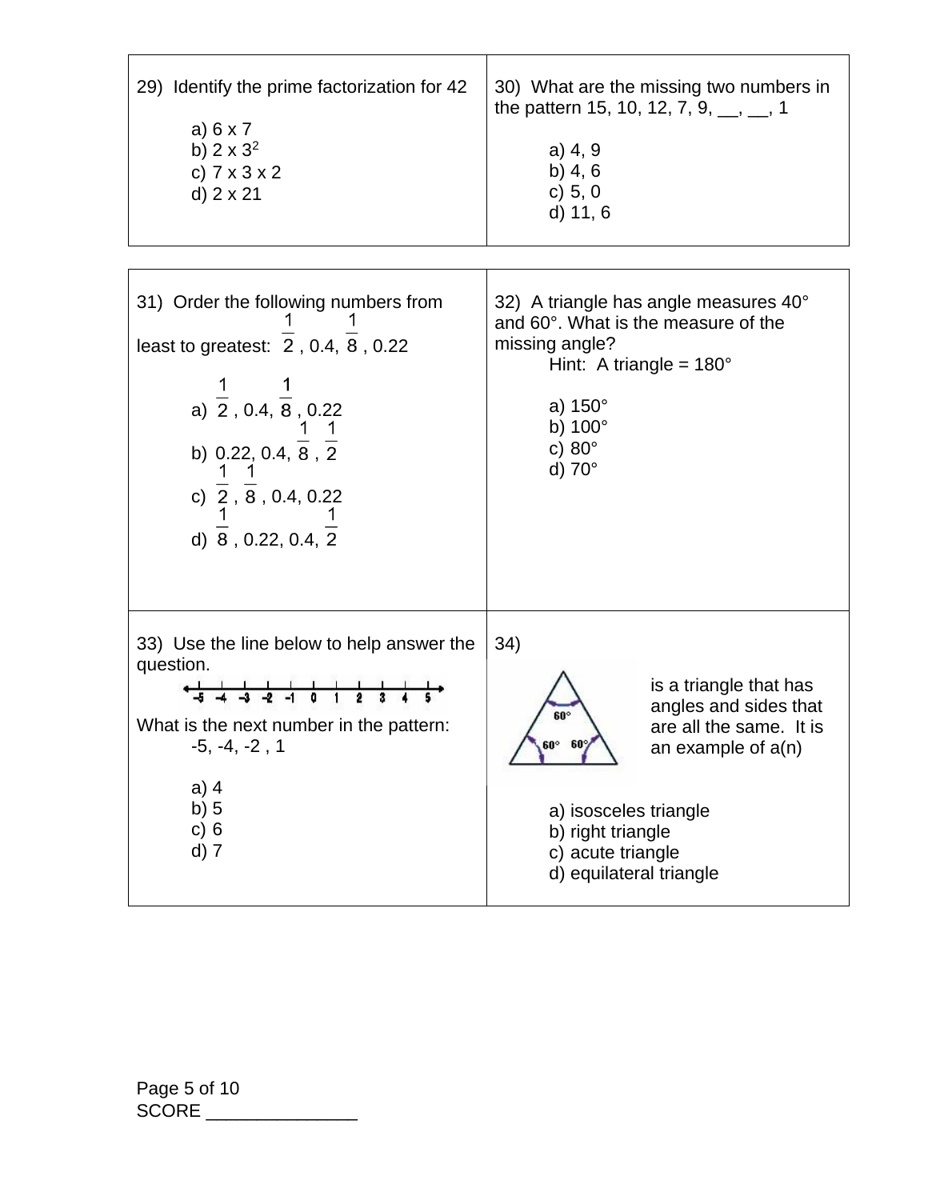29) Identify the prime factorization for 42

a) 6 x 7
b) 2 x $3^2$
c) 7 x 3 x 2
d) 2 x 21

30) What are the missing two numbers in the pattern 15, 10, 12, 7, 9, __, __, 1

a) 4, 9
b) 4, 6
c) 5, 0
d) 11, 6

31) Order the following numbers from least to greatest: $\frac{1}{2}$, 0.4, $\frac{1}{8}$, 0.22

a) $\frac{1}{2}$, 0.4, $\frac{1}{8}$, 0.22
b) 0.22, 0.4, $\frac{1}{8}$, $\frac{1}{2}$
c) $\frac{1}{2}$, $\frac{1}{8}$, 0.4, 0.22
d) $\frac{1}{8}$, 0.22, 0.4, $\frac{1}{2}$

32) A triangle has angle measures 40° and 60°. What is the measure of the missing angle?

Hint: A triangle = 180°

a) 150°
b) 100°
c) 80°
d) 70°

33) Use the line below to help answer the question.

-5 -4 -3 -2 -1 0 1 2 3 4 5

What is the next number in the pattern:
-5, -4, -2 , 1

a) 4
b) 5
c) 6
d) 7

34)

60° 60° 60°

is a triangle that has angles and sides that are all the same. It is an example of a(n)

a) isosceles triangle
b) right triangle
c) acute triangle
d) equilateral triangle

SCORE _______________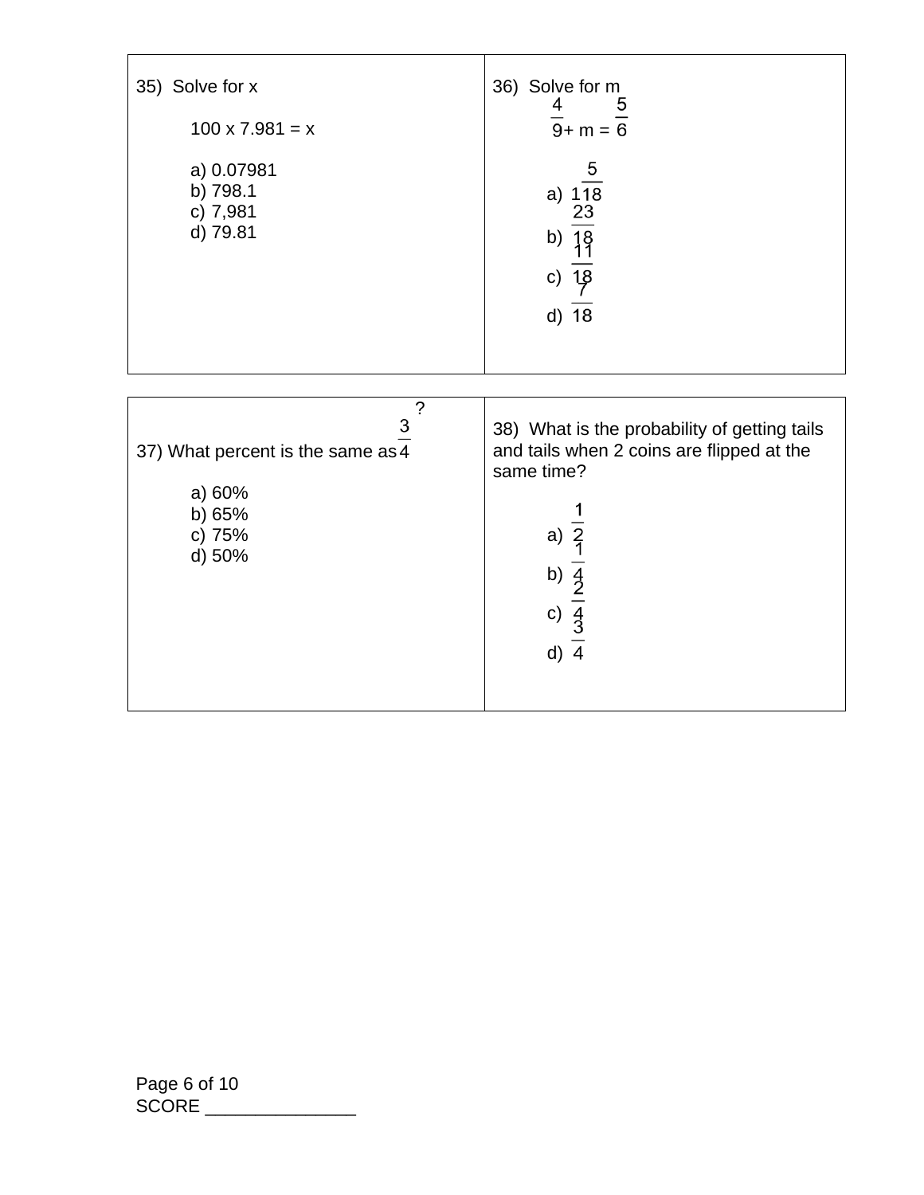35) Solve for x

$100 \times 7.981 = x$

a) 0.07981
b) 798.1
c) 7,981
d) 79.81

36) Solve for m

$\frac{4}{9} + m = \frac{5}{6}$

a) $1\frac{5}{18}$
b) $\frac{23}{18}$
c) $\frac{11}{18}$
d) $\frac{7}{18}$

37) What percent is the same as $\frac{3}{4}$?

a) 60%
b) 65%
c) 75%
d) 50%

38) What is the probability of getting tails and tails when 2 coins are flipped at the same time?

a) $\frac{1}{2}$
b) $\frac{1}{4}$
c) $\frac{2}{4}$
d) $\frac{3}{4}$

SCORE _______________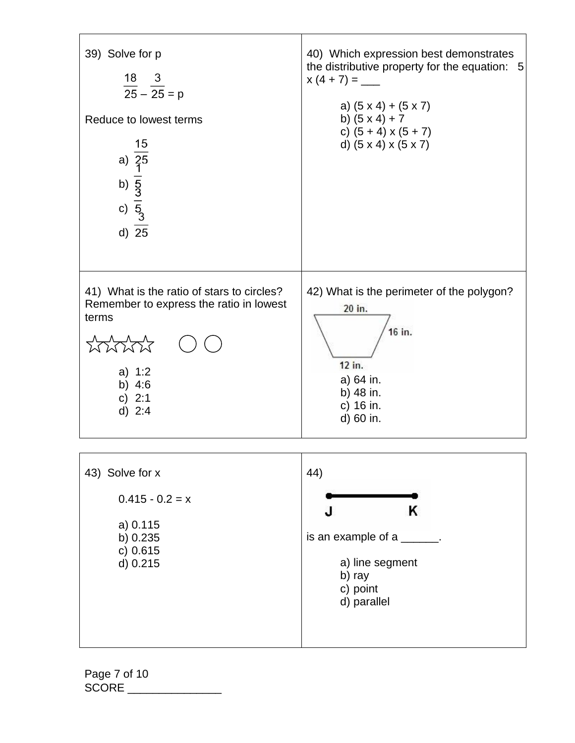39) Solve for p

$$\frac{18}{25} - \frac{3}{25} = p$$

Reduce to lowest terms

a) $\frac{15}{25}$
b) $\frac{1}{5}$
c) $\frac{3}{5}$
d) $\frac{3}{25}$

40) Which expression best demonstrates the distributive property for the equation: 5 x (4 + 7) = ___

a) (5 x 4) + (5 x 7)
b) (5 x 4) + 7
c) (5 + 4) x (5 + 7)
d) (5 x 4) x (5 x 7)

41) What is the ratio of stars to circles? Remember to express the ratio in lowest terms

☆☆☆☆ ○ ○

a) 1:2
b) 4:6
c) 2:1
d) 2:4

42) What is the perimeter of the polygon?

20 in.
16 in.
12 in.

a) 64 in.
b) 48 in.
c) 16 in.
d) 60 in.

43) Solve for x

0.415 - 0.2 = x

a) 0.115
b) 0.235
c) 0.615
d) 0.215

44)

J K

is an example of a ______.

a) line segment
b) ray
c) point
d) parallel

SCORE _______________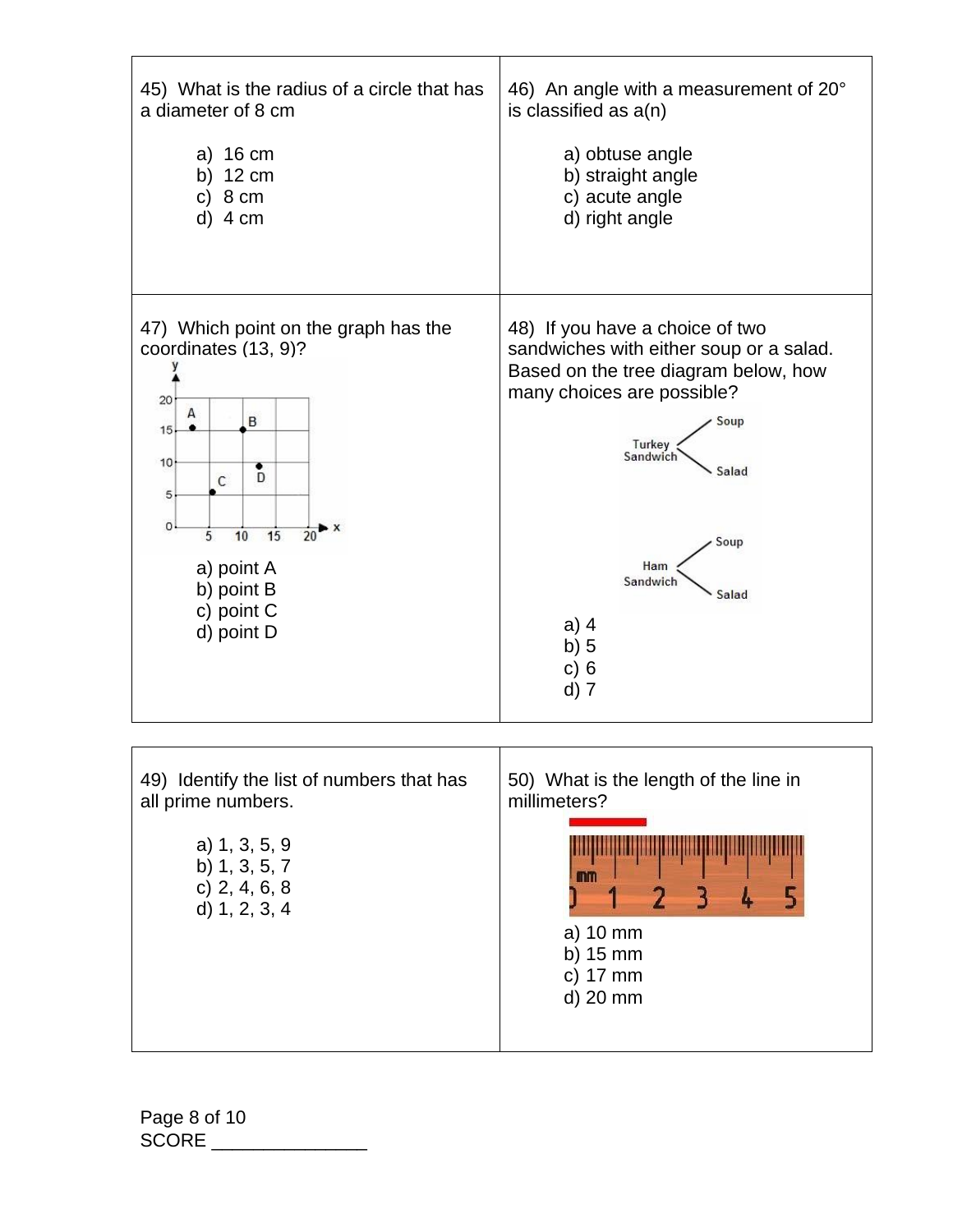45) What is the radius of a circle that has a diameter of 8 cm

a) 16 cm
b) 12 cm
c) 8 cm
d) 4 cm

46) An angle with a measurement of 20° is classified as a(n)

a) obtuse angle
b) straight angle
c) acute angle
d) right angle

47) Which point on the graph has the coordinates (13, 9)?

a) point A
b) point B
c) point C
d) point D

48) If you have a choice of two sandwiches with either soup or a salad. Based on the tree diagram below, how many choices are possible?

a) 4
b) 5
c) 6
d) 7

49) Identify the list of numbers that has all prime numbers.

a) 1, 3, 5, 9
b) 1, 3, 5, 7
c) 2, 4, 6, 8
d) 1, 2, 3, 4

50) What is the length of the line in millimeters?

a) 10 mm
b) 15 mm
c) 17 mm
d) 20 mm

SCORE _______________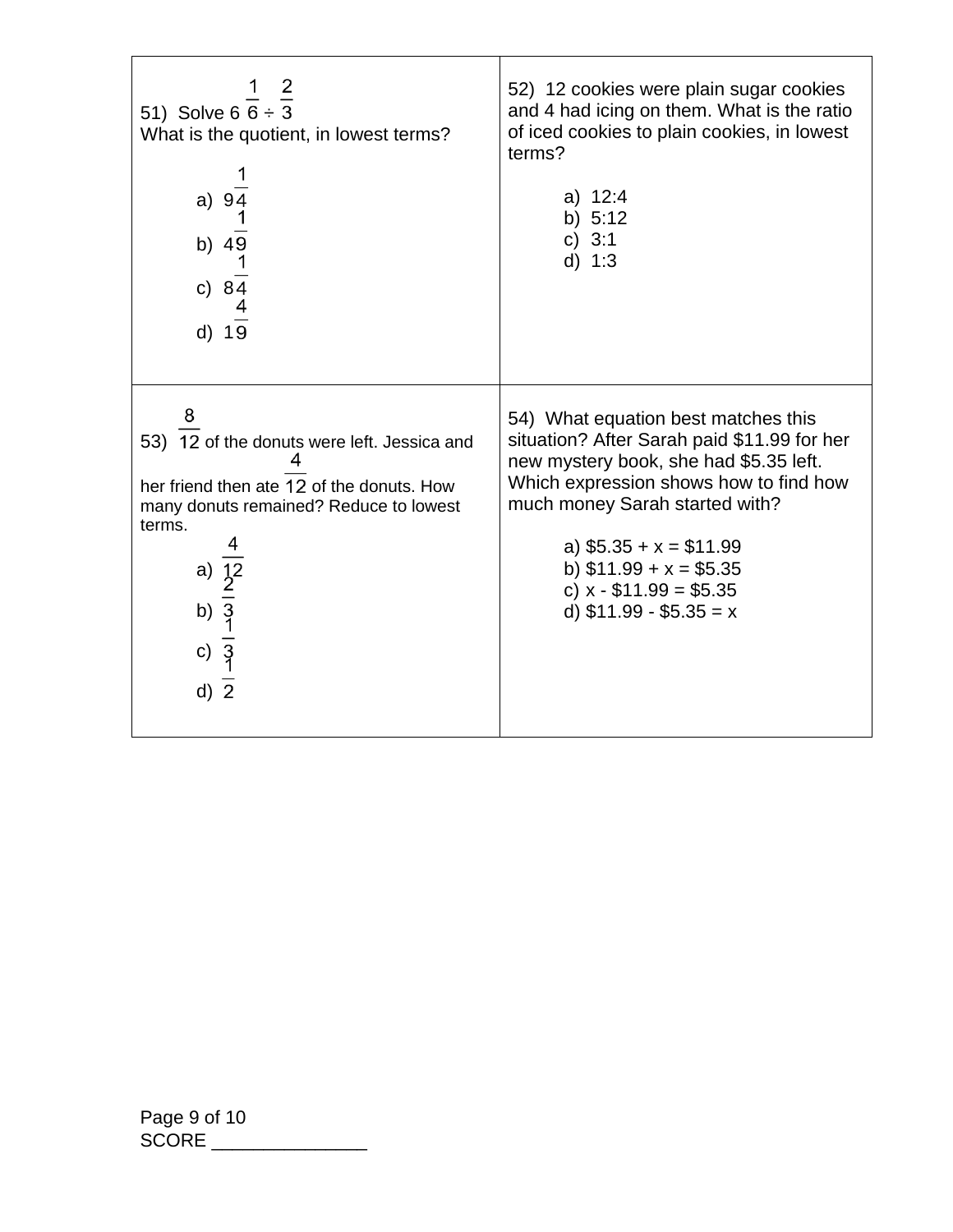51) Solve $6\frac{1}{6} \div \frac{2}{3}$
What is the quotient, in lowest terms?

a) $9\frac{1}{4}$
b) $4\frac{1}{9}$
c) $8\frac{1}{4}$
d) $1\frac{4}{9}$

52) 12 cookies were plain sugar cookies and 4 had icing on them. What is the ratio of iced cookies to plain cookies, in lowest terms?

a) 12:4
b) 5:12
c) 3:1
d) 1:3

53) $\frac{8}{12}$ of the donuts were left. Jessica and her friend then ate $\frac{4}{12}$ of the donuts. How many donuts remained? Reduce to lowest terms.

a) $\frac{4}{12}$
b) $\frac{2}{3}$
c) $\frac{1}{3}$
d) $\frac{1}{2}$

54) What equation best matches this situation? After Sarah paid $11.99 for her new mystery book, she had $5.35 left. Which expression shows how to find how much money Sarah started with?

a) $5.35 + x = $11.99
b) $11.99 + x = $5.35
c) x - $11.99 = $5.35
d) $11.99 - $5.35 = x

SCORE _______________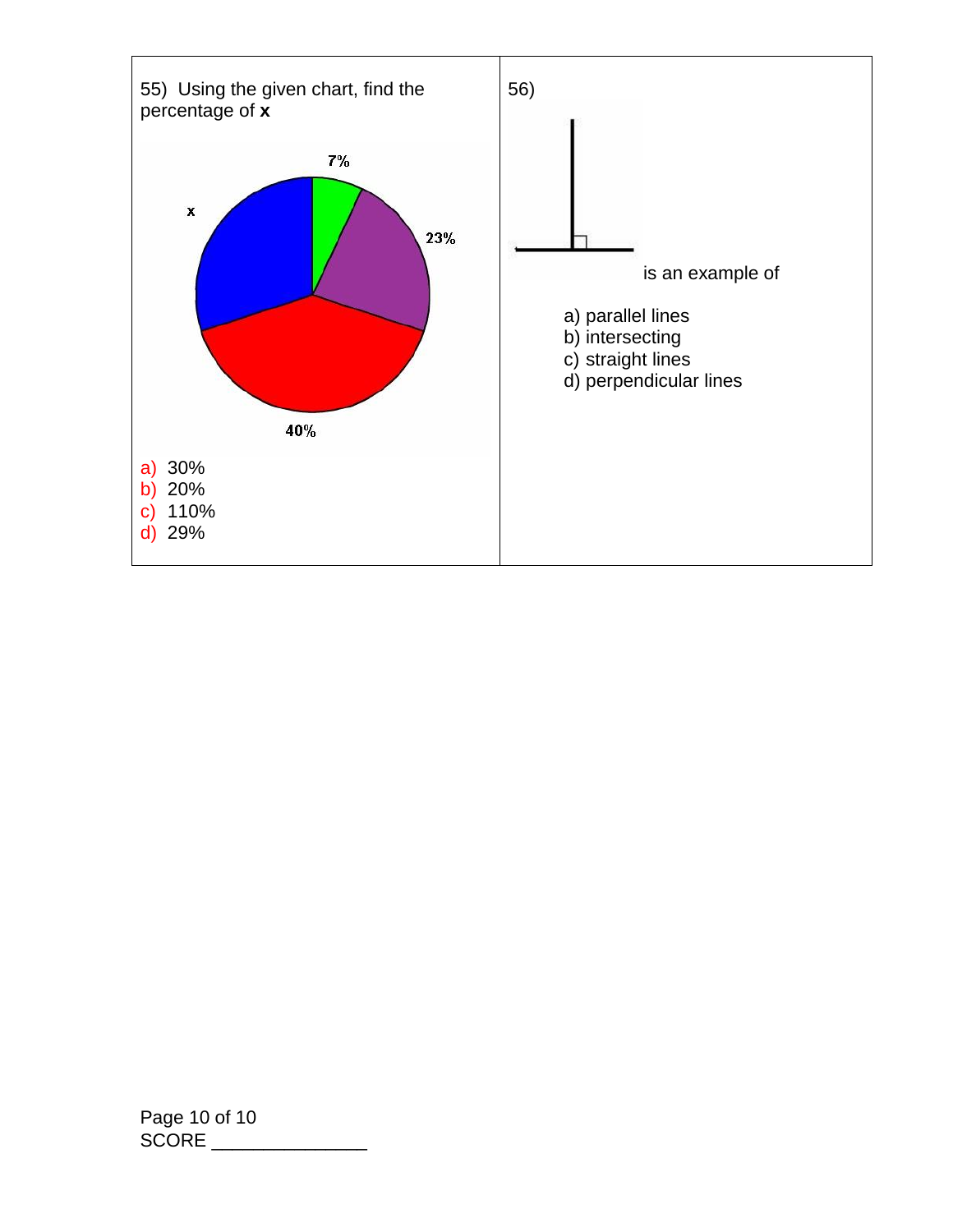55) Using the given chart, find the percentage of **x**

7%

x

23%

40%

a) 30%
b) 20%
c) 110%
d) 29%

56)

is an example of

a) parallel lines
b) intersecting
c) straight lines
d) perpendicular lines

SCORE _______________